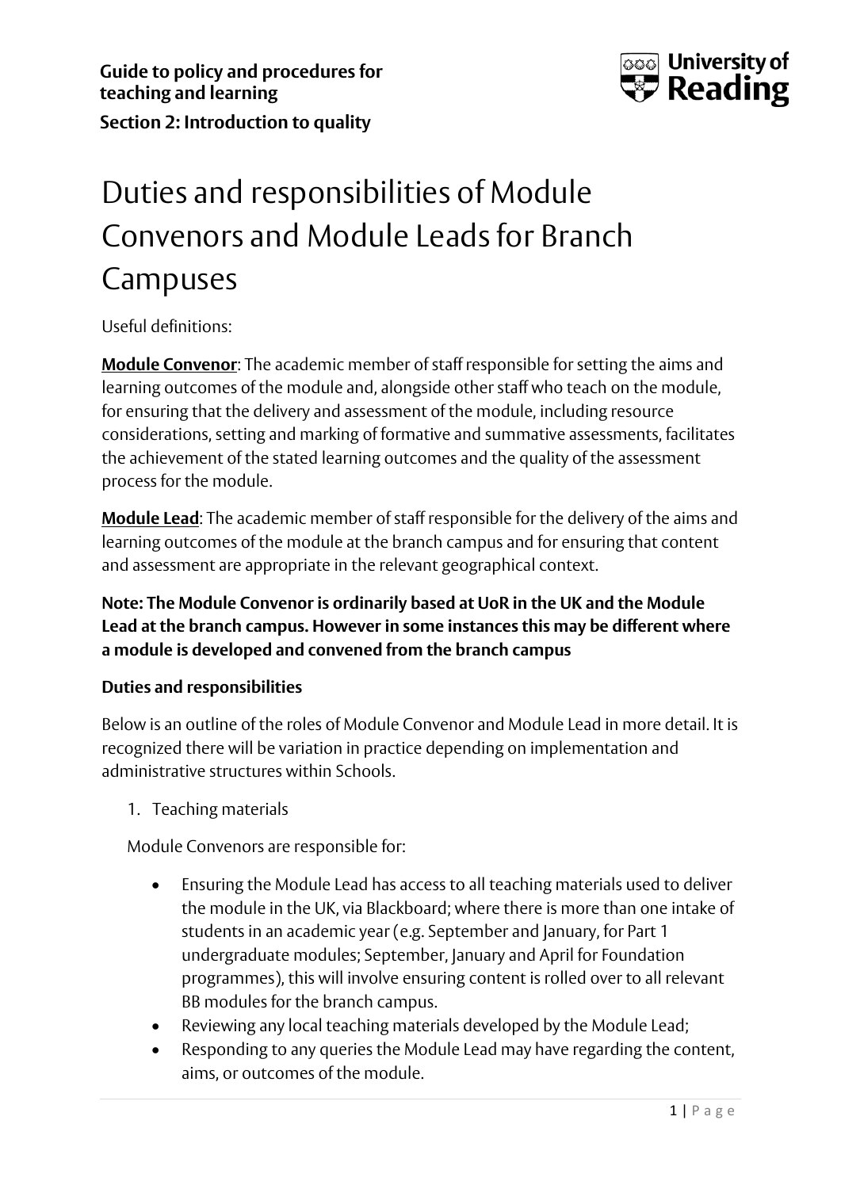**Guide to policy and procedures for teaching and learning**

**Section 2: Introduction to quality**

# Duties and responsibilities of Module Convenors and Module Leads for Branch Campuses

Useful definitions:

**Module Convenor**: The academic member of staff responsible for setting the aims and learning outcomes of the module and, alongside other staff who teach on the module, for ensuring that the delivery and assessment of the module, including resource considerations, setting and marking of formative and summative assessments, facilitates the achievement of the stated learning outcomes and the quality of the assessment process for the module.

**Module Lead**: The academic member of staff responsible for the delivery of the aims and learning outcomes of the module at the branch campus and for ensuring that content and assessment are appropriate in the relevant geographical context.

**Note: The Module Convenor is ordinarily based at UoR in the UK and the Module Lead at the branch campus. However in some instances this may be different where a module is developed and convened from the branch campus**

**Duties and responsibilities**

Below is an outline of the roles of Module Convenor and Module Lead in more detail. It is recognized there will be variation in practice depending on implementation and administrative structures within Schools.

1. Teaching materials

Module Convenors are responsible for:

- Ensuring the Module Lead has access to all teaching materials used to deliver the module in the UK, via Blackboard; where there is more than one intake of students in an academic year (e.g. September and January, for Part 1 undergraduate modules; September, January and April for Foundation programmes), this will involve ensuring content is rolled over to all relevant BB modules for the branch campus.
- Reviewing any local teaching materials developed by the Module Lead;
- Responding to any queries the Module Lead may have regarding the content, aims, or outcomes of the module.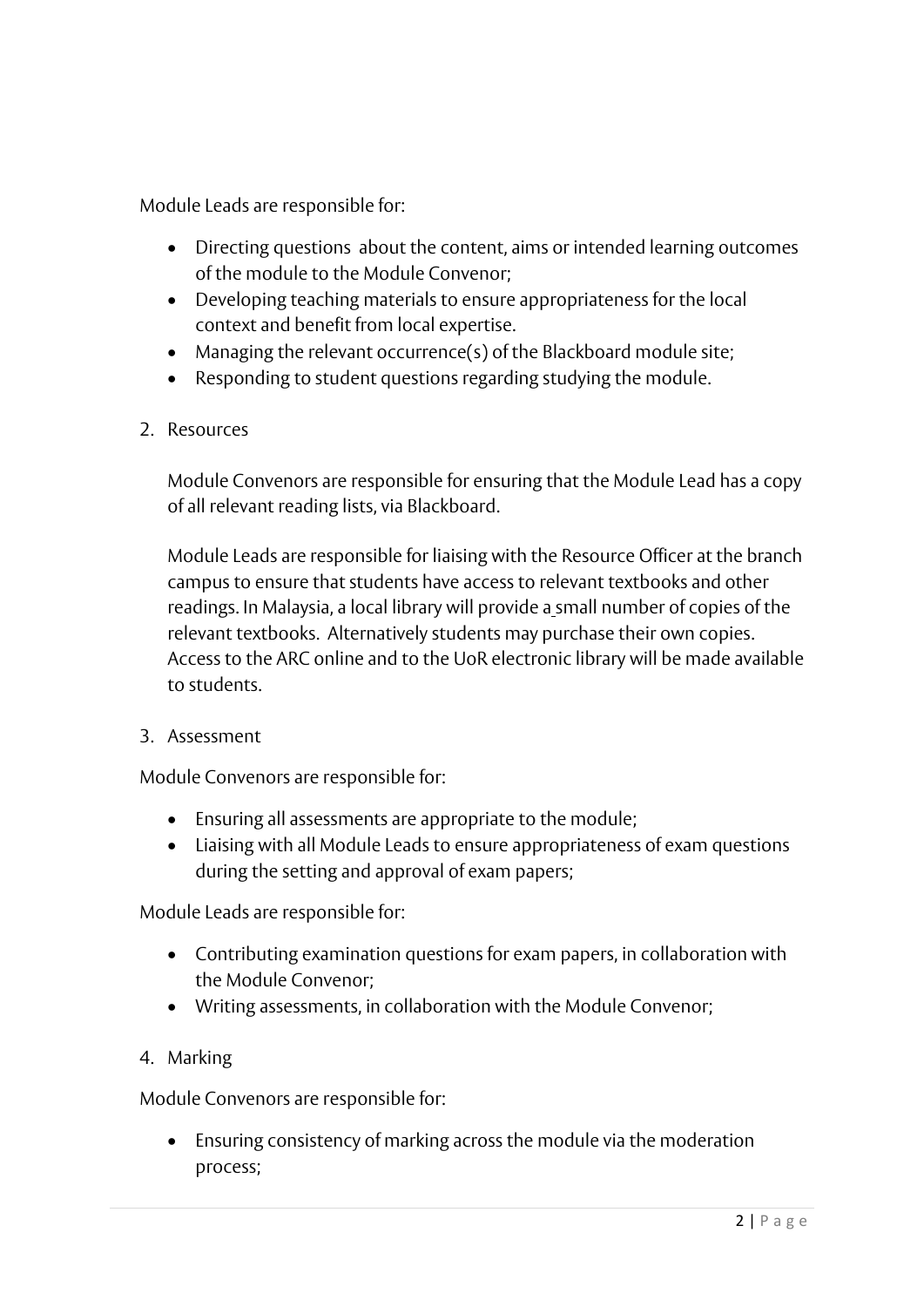Module Leads are responsible for:

- Directing questions about the content, aims or intended learning outcomes of the module to the Module Convenor;
- Developing teaching materials to ensure appropriateness for the local context and benefit from local expertise.
- Managing the relevant occurrence(s) of the Blackboard module site;
- Responding to student questions regarding studying the module.

2. Resources

   Module Convenors are responsible for ensuring that the Module Lead has a copy of all relevant reading lists, via Blackboard.

   Module Leads are responsible for liaising with the Resource Officer at the branch campus to ensure that students have access to relevant textbooks and other readings. In Malaysia, a local library will provide a small number of copies of the relevant textbooks. Alternatively students may purchase their own copies. Access to the ARC online and to the UoR electronic library will be made available to students.

3. Assessment

Module Convenors are responsible for:

- Ensuring all assessments are appropriate to the module;
- Liaising with all Module Leads to ensure appropriateness of exam questions during the setting and approval of exam papers;

Module Leads are responsible for:

- Contributing examination questions for exam papers, in collaboration with the Module Convenor;
- Writing assessments, in collaboration with the Module Convenor;

4. Marking

Module Convenors are responsible for:

- Ensuring consistency of marking across the module via the moderation process;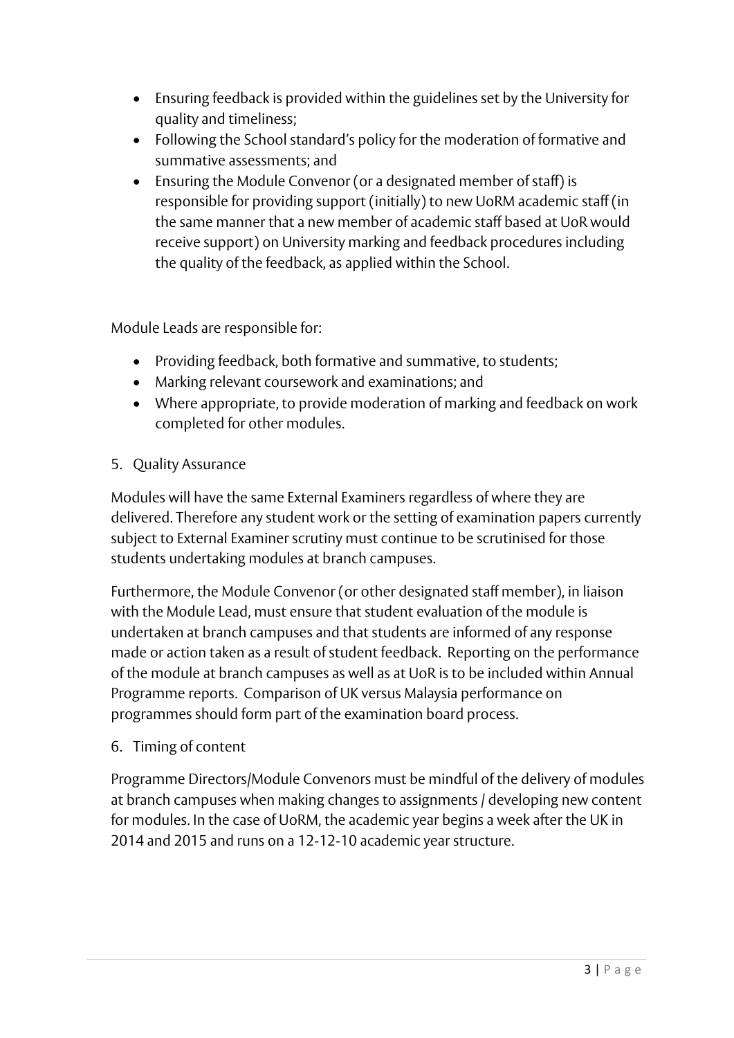- Ensuring feedback is provided within the guidelines set by the University for quality and timeliness;
- Following the School standard's policy for the moderation of formative and summative assessments; and
- Ensuring the Module Convenor (or a designated member of staff) is responsible for providing support (initially) to new UoRM academic staff (in the same manner that a new member of academic staff based at UoR would receive support) on University marking and feedback procedures including the quality of the feedback, as applied within the School.

Module Leads are responsible for:

- Providing feedback, both formative and summative, to students;
- Marking relevant coursework and examinations; and
- Where appropriate, to provide moderation of marking and feedback on work completed for other modules.

5. Quality Assurance

Modules will have the same External Examiners regardless of where they are delivered. Therefore any student work or the setting of examination papers currently subject to External Examiner scrutiny must continue to be scrutinised for those students undertaking modules at branch campuses.

Furthermore, the Module Convenor (or other designated staff member), in liaison with the Module Lead, must ensure that student evaluation of the module is undertaken at branch campuses and that students are informed of any response made or action taken as a result of student feedback. Reporting on the performance of the module at branch campuses as well as at UoR is to be included within Annual Programme reports. Comparison of UK versus Malaysia performance on programmes should form part of the examination board process.

6. Timing of content

Programme Directors/Module Convenors must be mindful of the delivery of modules at branch campuses when making changes to assignments / developing new content for modules. In the case of UoRM, the academic year begins a week after the UK in 2014 and 2015 and runs on a 12-12-10 academic year structure.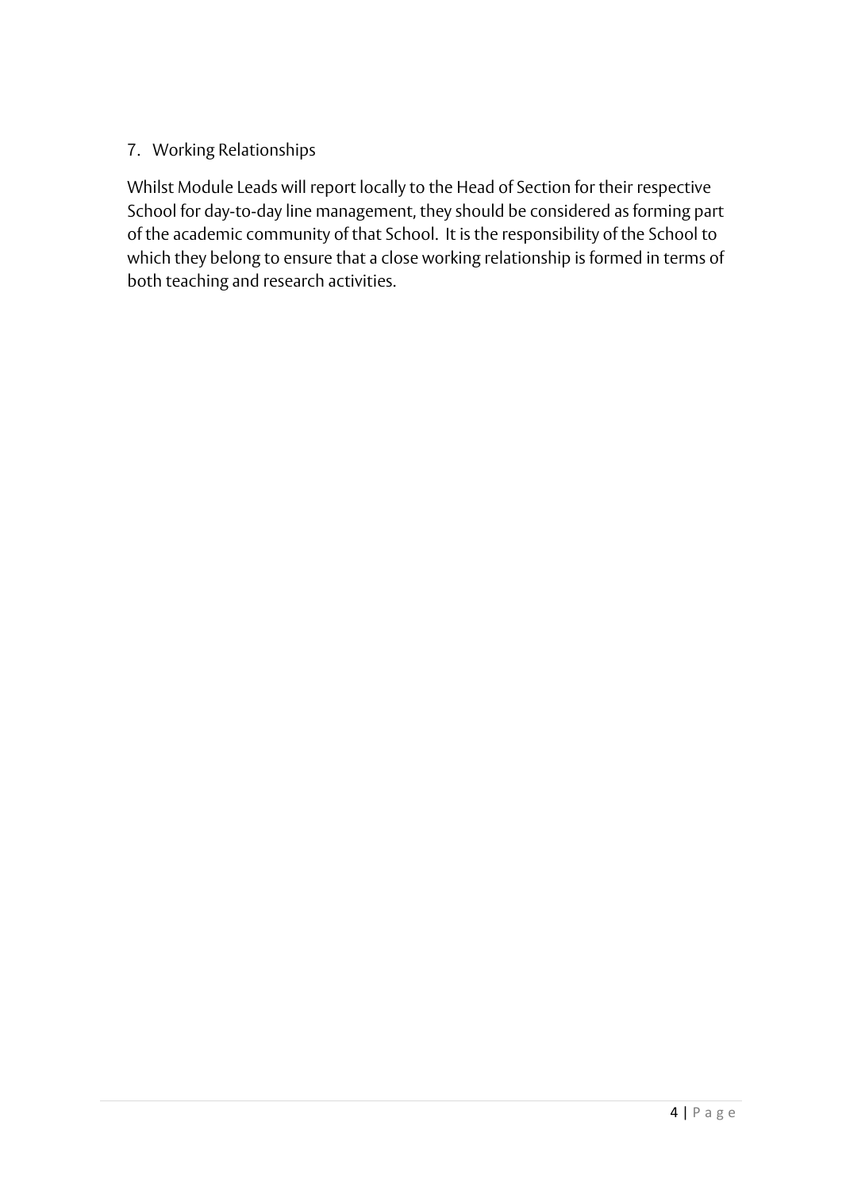## 7. Working Relationships

Whilst Module Leads will report locally to the Head of Section for their respective School for day-to-day line management, they should be considered as forming part of the academic community of that School. It is the responsibility of the School to which they belong to ensure that a close working relationship is formed in terms of both teaching and research activities.